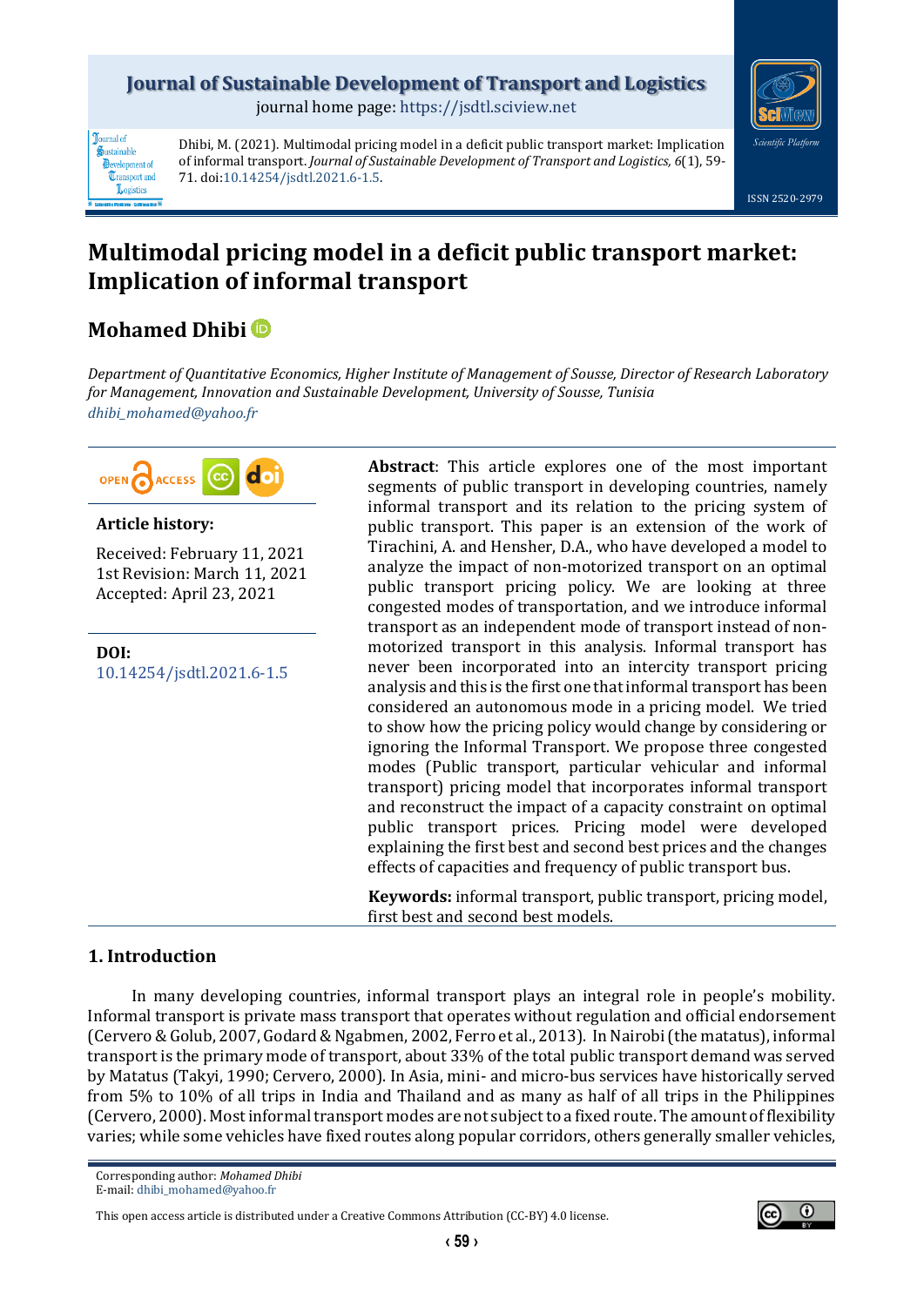Journal of Sustainable Development of Transport and Logistics

journal home page: https://jsdtl.sciview.net

Dhibi, M. (2021). Multimodal pricing model in a deficit public transport market: Implication of informal transport. *Journal of Sustainable Development of Transport and Logistics, 6*(1), 59-71. doi:10.14254/jsdtl.2021.6-1.5.

ISSN 2520-2979

# Multimodal pricing model in a deficit public transport market: Implication of informal transport

## Mohamed Dhibi

*Department of Quantitative Economics, Higher Institute of Management of Sousse, Director of Research Laboratory for Management, Innovation and Sustainable Development, University of Sousse, Tunisia*
*dhibi_mohamed@yahoo.fr*

**Article history:**

Received: February 11, 2021
1st Revision: March 11, 2021
Accepted: April 23, 2021

**DOI:**
10.14254/jsdtl.2021.6-1.5

**Abstract**: This article explores one of the most important segments of public transport in developing countries, namely informal transport and its relation to the pricing system of public transport. This paper is an extension of the work of Tirachini, A. and Hensher, D.A., who have developed a model to analyze the impact of non-motorized transport on an optimal public transport pricing policy. We are looking at three congested modes of transportation, and we introduce informal transport as an independent mode of transport instead of non-motorized transport in this analysis. Informal transport has never been incorporated into an intercity transport pricing analysis and this is the first one that informal transport has been considered an autonomous mode in a pricing model. We tried to show how the pricing policy would change by considering or ignoring the Informal Transport. We propose three congested modes (Public transport, particular vehicular and informal transport) pricing model that incorporates informal transport and reconstruct the impact of a capacity constraint on optimal public transport prices. Pricing model were developed explaining the first best and second best prices and the changes effects of capacities and frequency of public transport bus.

**Keywords:** informal transport, public transport, pricing model, first best and second best models.

## 1. Introduction

In many developing countries, informal transport plays an integral role in people's mobility. Informal transport is private mass transport that operates without regulation and official endorsement (Cervero & Golub, 2007, Godard & Ngabmen, 2002, Ferro et al., 2013). In Nairobi (the matatus), informal transport is the primary mode of transport, about 33% of the total public transport demand was served by Matatus (Takyi, 1990; Cervero, 2000). In Asia, mini- and micro-bus services have historically served from 5% to 10% of all trips in India and Thailand and as many as half of all trips in the Philippines (Cervero, 2000). Most informal transport modes are not subject to a fixed route. The amount of flexibility varies; while some vehicles have fixed routes along popular corridors, others generally smaller vehicles,

Corresponding author: *Mohamed Dhibi*
E-mail: dhibi_mohamed@yahoo.fr

This open access article is distributed under a Creative Commons Attribution (CC-BY) 4.0 license.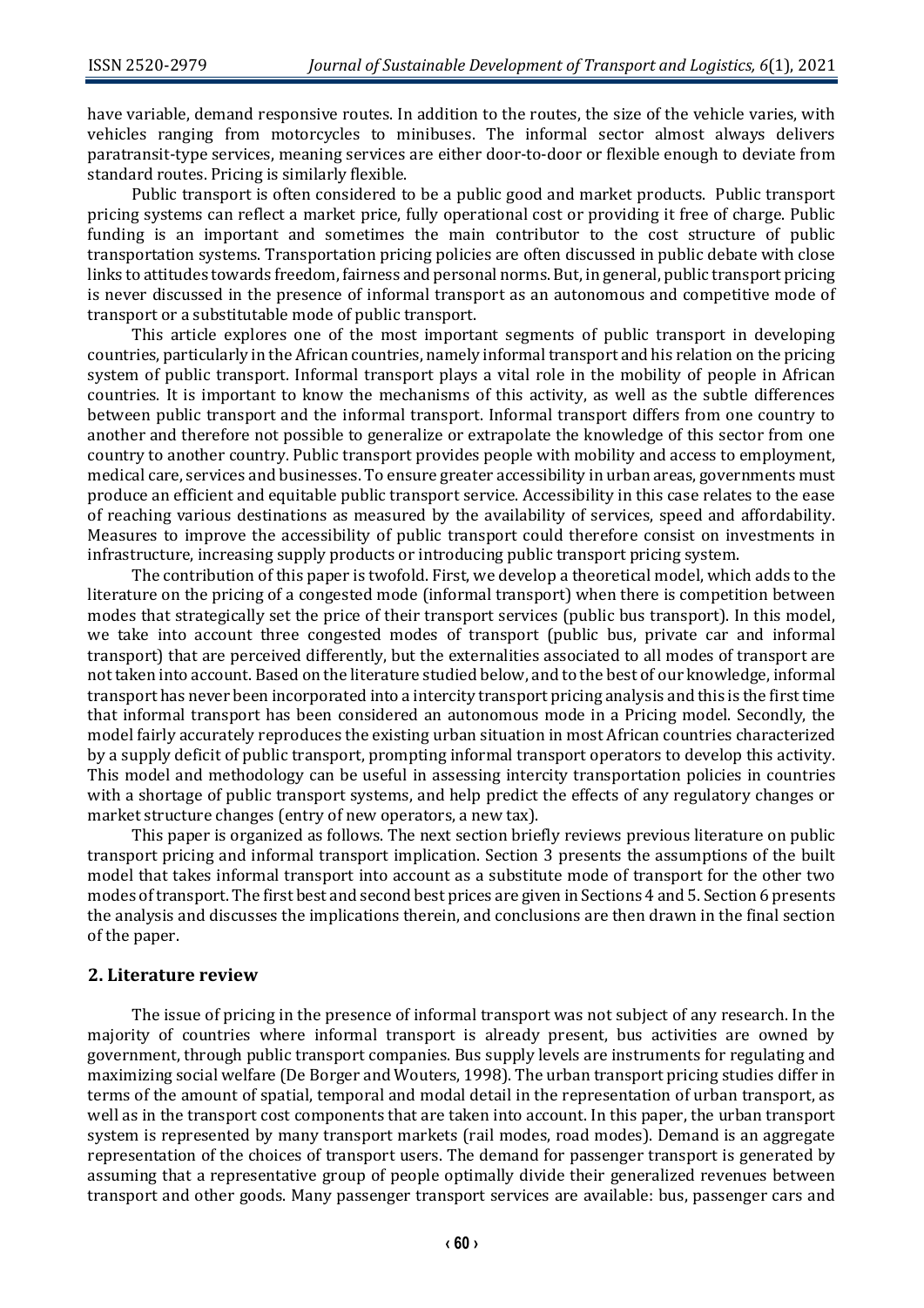have variable, demand responsive routes. In addition to the routes, the size of the vehicle varies, with vehicles ranging from motorcycles to minibuses. The informal sector almost always delivers paratransit-type services, meaning services are either door-to-door or flexible enough to deviate from standard routes. Pricing is similarly flexible.

Public transport is often considered to be a public good and market products. Public transport pricing systems can reflect a market price, fully operational cost or providing it free of charge. Public funding is an important and sometimes the main contributor to the cost structure of public transportation systems. Transportation pricing policies are often discussed in public debate with close links to attitudes towards freedom, fairness and personal norms. But, in general, public transport pricing is never discussed in the presence of informal transport as an autonomous and competitive mode of transport or a substitutable mode of public transport.

This article explores one of the most important segments of public transport in developing countries, particularly in the African countries, namely informal transport and his relation on the pricing system of public transport. Informal transport plays a vital role in the mobility of people in African countries. It is important to know the mechanisms of this activity, as well as the subtle differences between public transport and the informal transport. Informal transport differs from one country to another and therefore not possible to generalize or extrapolate the knowledge of this sector from one country to another country. Public transport provides people with mobility and access to employment, medical care, services and businesses. To ensure greater accessibility in urban areas, governments must produce an efficient and equitable public transport service. Accessibility in this case relates to the ease of reaching various destinations as measured by the availability of services, speed and affordability. Measures to improve the accessibility of public transport could therefore consist on investments in infrastructure, increasing supply products or introducing public transport pricing system.

The contribution of this paper is twofold. First, we develop a theoretical model, which adds to the literature on the pricing of a congested mode (informal transport) when there is competition between modes that strategically set the price of their transport services (public bus transport). In this model, we take into account three congested modes of transport (public bus, private car and informal transport) that are perceived differently, but the externalities associated to all modes of transport are not taken into account. Based on the literature studied below, and to the best of our knowledge, informal transport has never been incorporated into a intercity transport pricing analysis and this is the first time that informal transport has been considered an autonomous mode in a Pricing model. Secondly, the model fairly accurately reproduces the existing urban situation in most African countries characterized by a supply deficit of public transport, prompting informal transport operators to develop this activity. This model and methodology can be useful in assessing intercity transportation policies in countries with a shortage of public transport systems, and help predict the effects of any regulatory changes or market structure changes (entry of new operators, a new tax).

This paper is organized as follows. The next section briefly reviews previous literature on public transport pricing and informal transport implication. Section 3 presents the assumptions of the built model that takes informal transport into account as a substitute mode of transport for the other two modes of transport. The first best and second best prices are given in Sections 4 and 5. Section 6 presents the analysis and discusses the implications therein, and conclusions are then drawn in the final section of the paper.

## 2. Literature review

The issue of pricing in the presence of informal transport was not subject of any research. In the majority of countries where informal transport is already present, bus activities are owned by government, through public transport companies. Bus supply levels are instruments for regulating and maximizing social welfare (De Borger and Wouters, 1998). The urban transport pricing studies differ in terms of the amount of spatial, temporal and modal detail in the representation of urban transport, as well as in the transport cost components that are taken into account. In this paper, the urban transport system is represented by many transport markets (rail modes, road modes). Demand is an aggregate representation of the choices of transport users. The demand for passenger transport is generated by assuming that a representative group of people optimally divide their generalized revenues between transport and other goods. Many passenger transport services are available: bus, passenger cars and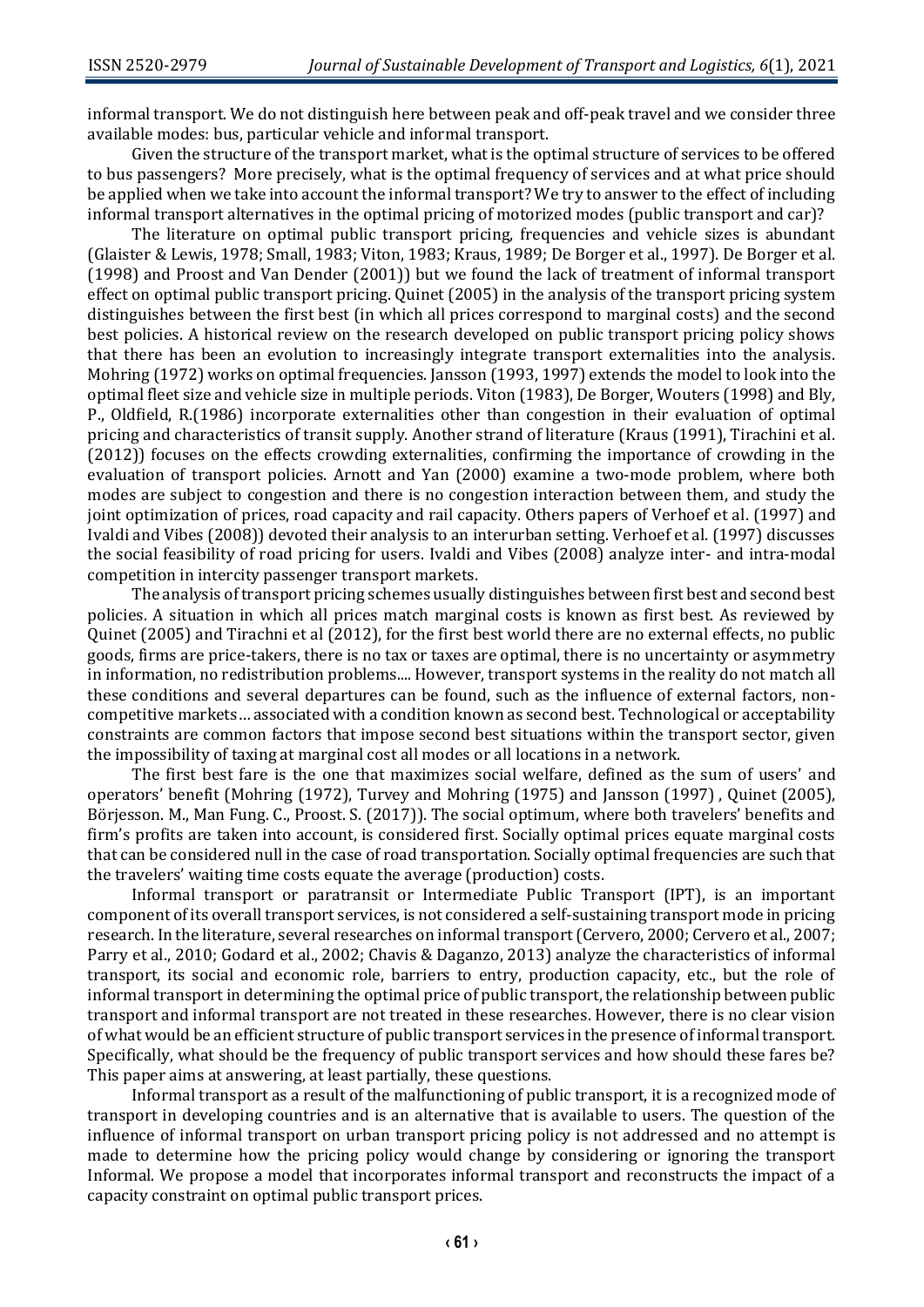informal transport. We do not distinguish here between peak and off-peak travel and we consider three available modes: bus, particular vehicle and informal transport.

Given the structure of the transport market, what is the optimal structure of services to be offered to bus passengers? More precisely, what is the optimal frequency of services and at what price should be applied when we take into account the informal transport? We try to answer to the effect of including informal transport alternatives in the optimal pricing of motorized modes (public transport and car)?

The literature on optimal public transport pricing, frequencies and vehicle sizes is abundant (Glaister & Lewis, 1978; Small, 1983; Viton, 1983; Kraus, 1989; De Borger et al., 1997). De Borger et al. (1998) and Proost and Van Dender (2001)) but we found the lack of treatment of informal transport effect on optimal public transport pricing. Quinet (2005) in the analysis of the transport pricing system distinguishes between the first best (in which all prices correspond to marginal costs) and the second best policies. A historical review on the research developed on public transport pricing policy shows that there has been an evolution to increasingly integrate transport externalities into the analysis. Mohring (1972) works on optimal frequencies. Jansson (1993, 1997) extends the model to look into the optimal fleet size and vehicle size in multiple periods. Viton (1983), De Borger, Wouters (1998) and Bly, P., Oldfield, R.(1986) incorporate externalities other than congestion in their evaluation of optimal pricing and characteristics of transit supply. Another strand of literature (Kraus (1991), Tirachini et al. (2012)) focuses on the effects crowding externalities, confirming the importance of crowding in the evaluation of transport policies. Arnott and Yan (2000) examine a two-mode problem, where both modes are subject to congestion and there is no congestion interaction between them, and study the joint optimization of prices, road capacity and rail capacity. Others papers of Verhoef et al. (1997) and Ivaldi and Vibes (2008)) devoted their analysis to an interurban setting. Verhoef et al. (1997) discusses the social feasibility of road pricing for users. Ivaldi and Vibes (2008) analyze inter- and intra-modal competition in intercity passenger transport markets.

The analysis of transport pricing schemes usually distinguishes between first best and second best policies. A situation in which all prices match marginal costs is known as first best. As reviewed by Quinet (2005) and Tirachni et al (2012), for the first best world there are no external effects, no public goods, firms are price-takers, there is no tax or taxes are optimal, there is no uncertainty or asymmetry in information, no redistribution problems.... However, transport systems in the reality do not match all these conditions and several departures can be found, such as the influence of external factors, non-competitive markets… associated with a condition known as second best. Technological or acceptability constraints are common factors that impose second best situations within the transport sector, given the impossibility of taxing at marginal cost all modes or all locations in a network.

The first best fare is the one that maximizes social welfare, defined as the sum of users' and operators' benefit (Mohring (1972), Turvey and Mohring (1975) and Jansson (1997) , Quinet (2005), Börjesson. M., Man Fung. C., Proost. S. (2017)). The social optimum, where both travelers' benefits and firm's profits are taken into account, is considered first. Socially optimal prices equate marginal costs that can be considered null in the case of road transportation. Socially optimal frequencies are such that the travelers' waiting time costs equate the average (production) costs.

Informal transport or paratransit or Intermediate Public Transport (IPT), is an important component of its overall transport services, is not considered a self-sustaining transport mode in pricing research. In the literature, several researches on informal transport (Cervero, 2000; Cervero et al., 2007; Parry et al., 2010; Godard et al., 2002; Chavis & Daganzo, 2013) analyze the characteristics of informal transport, its social and economic role, barriers to entry, production capacity, etc., but the role of informal transport in determining the optimal price of public transport, the relationship between public transport and informal transport are not treated in these researches. However, there is no clear vision of what would be an efficient structure of public transport services in the presence of informal transport. Specifically, what should be the frequency of public transport services and how should these fares be? This paper aims at answering, at least partially, these questions.

Informal transport as a result of the malfunctioning of public transport, it is a recognized mode of transport in developing countries and is an alternative that is available to users. The question of the influence of informal transport on urban transport pricing policy is not addressed and no attempt is made to determine how the pricing policy would change by considering or ignoring the transport Informal. We propose a model that incorporates informal transport and reconstructs the impact of a capacity constraint on optimal public transport prices.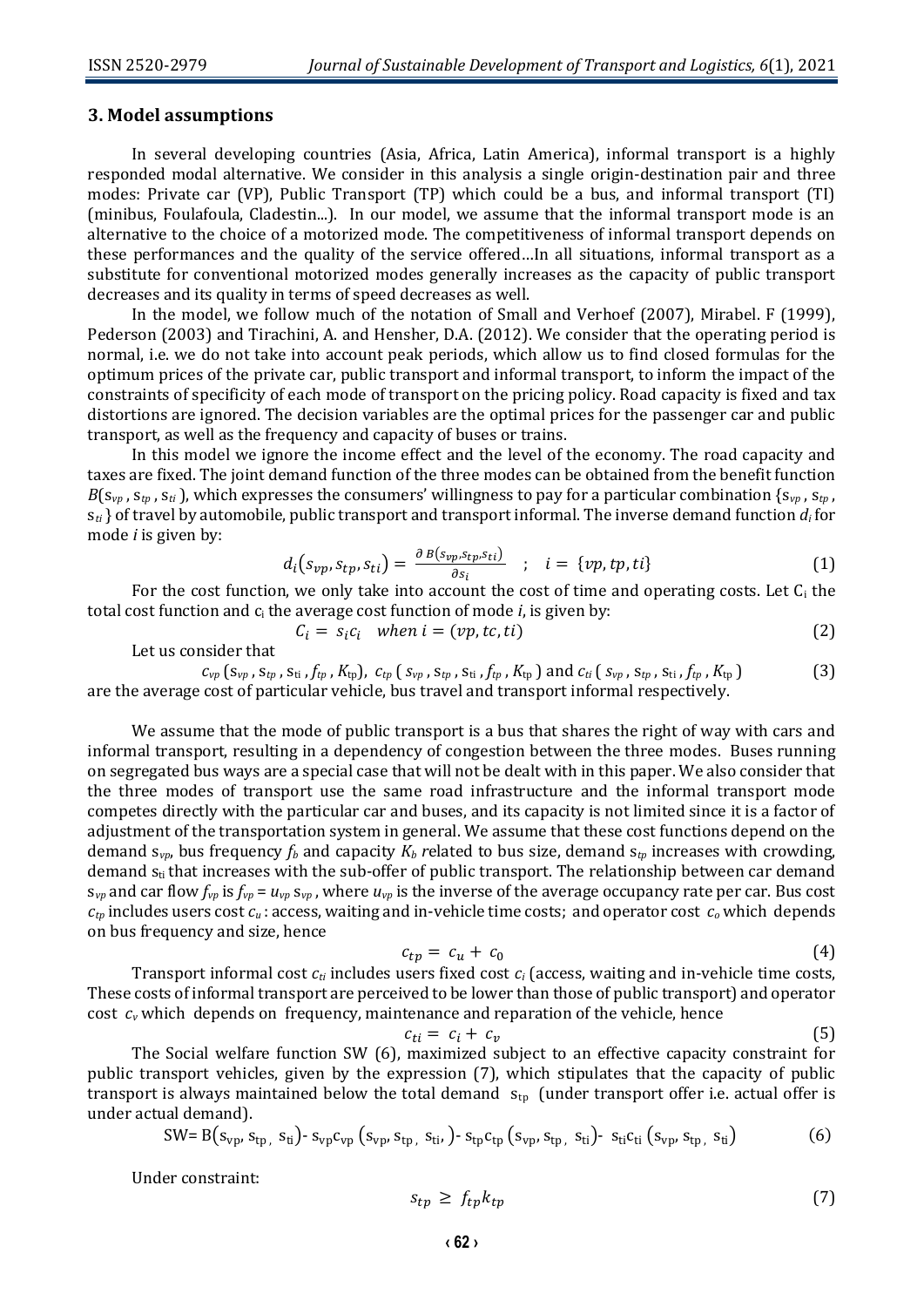## 3. Model assumptions

In several developing countries (Asia, Africa, Latin America), informal transport is a highly responded modal alternative. We consider in this analysis a single origin-destination pair and three modes: Private car (VP), Public Transport (TP) which could be a bus, and informal transport (TI) (minibus, Foulafoula, Cladestin...). In our model, we assume that the informal transport mode is an alternative to the choice of a motorized mode. The competitiveness of informal transport depends on these performances and the quality of the service offered…In all situations, informal transport as a substitute for conventional motorized modes generally increases as the capacity of public transport decreases and its quality in terms of speed decreases as well.

In the model, we follow much of the notation of Small and Verhoef (2007), Mirabel. F (1999), Pederson (2003) and Tirachini, A. and Hensher, D.A. (2012). We consider that the operating period is normal, i.e. we do not take into account peak periods, which allow us to find closed formulas for the optimum prices of the private car, public transport and informal transport, to inform the impact of the constraints of specificity of each mode of transport on the pricing policy. Road capacity is fixed and tax distortions are ignored. The decision variables are the optimal prices for the passenger car and public transport, as well as the frequency and capacity of buses or trains.

In this model we ignore the income effect and the level of the economy. The road capacity and taxes are fixed. The joint demand function of the three modes can be obtained from the benefit function $B(s_{vp}, s_{tp}, s_{ti})$, which expresses the consumers' willingness to pay for a particular combination $\{s_{vp}, s_{tp}, s_{ti}\}$ of travel by automobile, public transport and transport informal. The inverse demand function $d_i$ for mode $i$ is given by:

$$d_i(s_{vp}, s_{tp}, s_{ti}) = \frac{\partial B(s_{vp}, s_{tp}, s_{ti})}{\partial s_i} \quad ; \quad i = \{vp, tp, ti\} \tag{1}$$

For the cost function, we only take into account the cost of time and operating costs. Let $C_i$ the total cost function and $c_i$ the average cost function of mode $i$, is given by:

$$C_i = s_i c_i \quad when\ i = (vp, tc, ti) \tag{2}$$

Let us consider that

$$c_{vp}(s_{vp}, s_{tp}, s_{ti}, f_{tp}, K_{tp}),\ c_{tp}(s_{vp}, s_{tp}, s_{ti}, f_{tp}, K_{tp}) \text{ and } c_{ti}(s_{vp}, s_{tp}, s_{ti}, f_{tp}, K_{tp}) \tag{3}$$

are the average cost of particular vehicle, bus travel and transport informal respectively.

We assume that the mode of public transport is a bus that shares the right of way with cars and informal transport, resulting in a dependency of congestion between the three modes. Buses running on segregated bus ways are a special case that will not be dealt with in this paper. We also consider that the three modes of transport use the same road infrastructure and the informal transport mode competes directly with the particular car and buses, and its capacity is not limited since it is a factor of adjustment of the transportation system in general. We assume that these cost functions depend on the demand $s_{vp}$, bus frequency $f_b$ and capacity $K_b$ related to bus size, demand $s_{tp}$ increases with crowding, demand $s_{ti}$ that increases with the sub-offer of public transport. The relationship between car demand $s_{vp}$ and car flow $f_{vp}$ is $f_{vp} = u_{vp}\, s_{vp}$, where $u_{vp}$ is the inverse of the average occupancy rate per car. Bus cost $c_{tp}$ includes users cost $c_u$: access, waiting and in-vehicle time costs; and operator cost $c_o$ which depends on bus frequency and size, hence

$$c_{tp} = c_u + c_0 \tag{4}$$

Transport informal cost $c_{ti}$ includes users fixed cost $c_i$ (access, waiting and in-vehicle time costs, These costs of informal transport are perceived to be lower than those of public transport) and operator cost $c_v$ which depends on frequency, maintenance and reparation of the vehicle, hence

$$c_{ti} = c_i + c_v \tag{5}$$

The Social welfare function SW (6), maximized subject to an effective capacity constraint for public transport vehicles, given by the expression (7), which stipulates that the capacity of public transport is always maintained below the total demand $s_{tp}$ (under transport offer i.e. actual offer is under actual demand).

$$SW = B(s_{vp}, s_{tp}, s_{ti}) - s_{vp}c_{vp}(s_{vp}, s_{tp}, s_{ti}) - s_{tp}c_{tp}(s_{vp}, s_{tp}, s_{ti}) - s_{ti}c_{ti}(s_{vp}, s_{tp}, s_{ti}) \tag{6}$$

Under constraint:

$$s_{tp} \geq f_{tp}k_{tp} \tag{7}$$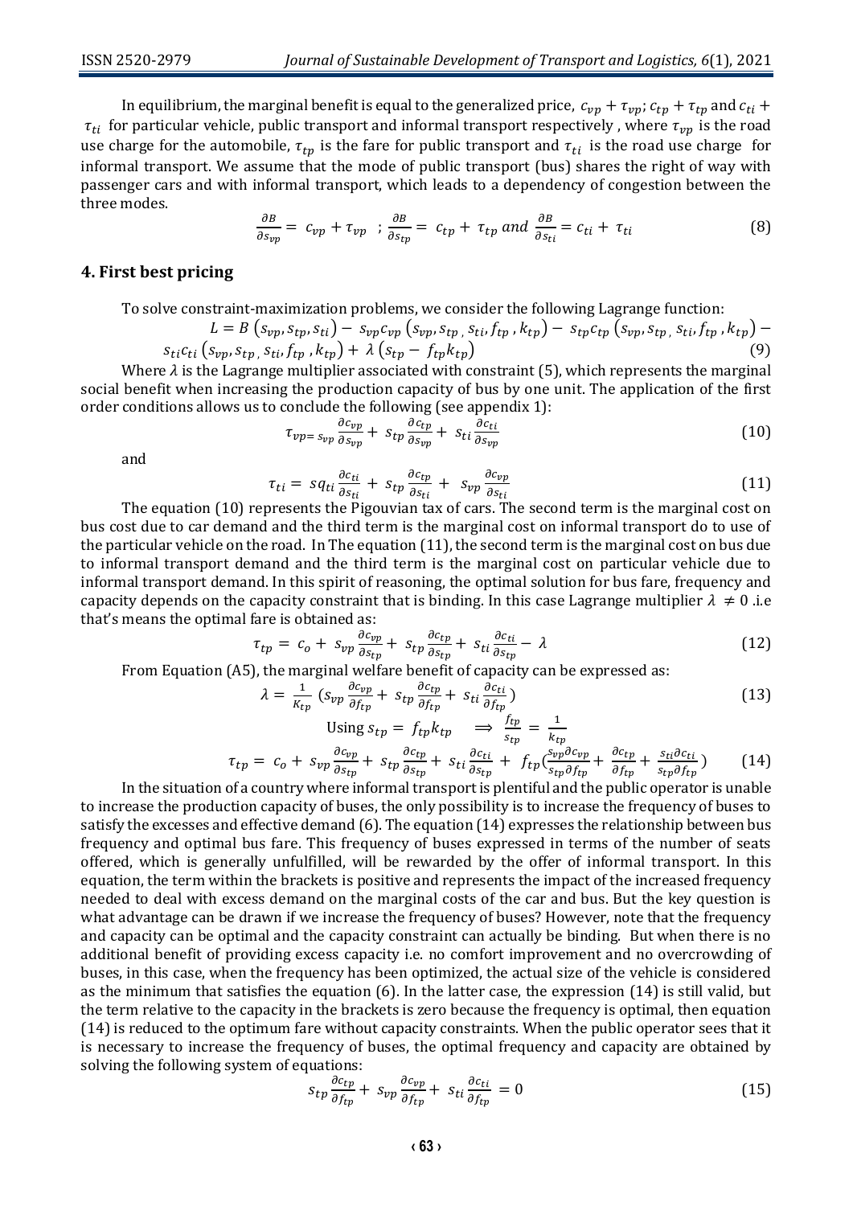In equilibrium, the marginal benefit is equal to the generalized price, $c_{vp} + \tau_{vp}$; $c_{tp} + \tau_{tp}$ and $c_{ti} + \tau_{ti}$ for particular vehicle, public transport and informal transport respectively , where $\tau_{vp}$ is the road use charge for the automobile, $\tau_{tp}$ is the fare for public transport and $\tau_{ti}$ is the road use charge for informal transport. We assume that the mode of public transport (bus) shares the right of way with passenger cars and with informal transport, which leads to a dependency of congestion between the three modes.

$$\frac{\partial B}{\partial s_{vp}} = c_{vp} + \tau_{vp} \;\; ; \frac{\partial B}{\partial s_{tp}} = c_{tp} + \tau_{tp} \; and \; \frac{\partial B}{\partial s_{ti}} = c_{ti} + \tau_{ti} \tag{8}$$

## 4. First best pricing

To solve constraint-maximization problems, we consider the following Lagrange function:

$$L = B\left(s_{vp}, s_{tp}, s_{ti}\right) - s_{vp}c_{vp}\left(s_{vp}, s_{tp}, s_{ti}, f_{tp}, k_{tp}\right) - s_{tp}c_{tp}\left(s_{vp}, s_{tp}, s_{ti}, f_{tp}, k_{tp}\right) - s_{ti}c_{ti}\left(s_{vp}, s_{tp}, s_{ti}, f_{tp}, k_{tp}\right) + \lambda\left(s_{tp} - f_{tp}k_{tp}\right) \tag{9}$$

Where $\lambda$ is the Lagrange multiplier associated with constraint (5), which represents the marginal social benefit when increasing the production capacity of bus by one unit. The application of the first order conditions allows us to conclude the following (see appendix 1):

$$\tau_{vp} = s_{vp}\frac{\partial c_{vp}}{\partial s_{vp}} + s_{tp}\frac{\partial c_{tp}}{\partial s_{vp}} + s_{ti}\frac{\partial c_{ti}}{\partial s_{vp}} \tag{10}$$

and

$$\tau_{ti} = sq_{ti}\frac{\partial c_{ti}}{\partial s_{ti}} + s_{tp}\frac{\partial c_{tp}}{\partial s_{ti}} + s_{vp}\frac{\partial c_{vp}}{\partial s_{ti}} \tag{11}$$

The equation (10) represents the Pigouvian tax of cars. The second term is the marginal cost on bus cost due to car demand and the third term is the marginal cost on informal transport do to use of the particular vehicle on the road. In The equation (11), the second term is the marginal cost on bus due to informal transport demand and the third term is the marginal cost on particular vehicle due to informal transport demand. In this spirit of reasoning, the optimal solution for bus fare, frequency and capacity depends on the capacity constraint that is binding. In this case Lagrange multiplier $\lambda \neq 0$ .i.e that's means the optimal fare is obtained as:

$$\tau_{tp} = c_o + s_{vp}\frac{\partial c_{vp}}{\partial s_{tp}} + s_{tp}\frac{\partial c_{tp}}{\partial s_{tp}} + s_{ti}\frac{\partial c_{ti}}{\partial s_{tp}} - \lambda \tag{12}$$

From Equation (A5), the marginal welfare benefit of capacity can be expressed as:

$$\lambda = \frac{1}{K_{tp}}\left(s_{vp}\frac{\partial c_{vp}}{\partial f_{tp}} + s_{tp}\frac{\partial c_{tp}}{\partial f_{tp}} + s_{ti}\frac{\partial c_{ti}}{\partial f_{tp}}\right) \tag{13}$$

$$\text{Using } s_{tp} = f_{tp}k_{tp} \quad \Longrightarrow \quad \frac{f_{tp}}{s_{tp}} = \frac{1}{k_{tp}}$$

$$\tau_{tp} = c_o + s_{vp}\frac{\partial c_{vp}}{\partial s_{tp}} + s_{tp}\frac{\partial c_{tp}}{\partial s_{tp}} + s_{ti}\frac{\partial c_{ti}}{\partial s_{tp}} + f_{tp}\left(\frac{s_{vp}\partial c_{vp}}{s_{tp}\partial f_{tp}} + \frac{\partial c_{tp}}{\partial f_{tp}} + \frac{s_{ti}\partial c_{ti}}{s_{tp}\partial f_{tp}}\right) \tag{14}$$

In the situation of a country where informal transport is plentiful and the public operator is unable to increase the production capacity of buses, the only possibility is to increase the frequency of buses to satisfy the excesses and effective demand (6). The equation (14) expresses the relationship between bus frequency and optimal bus fare. This frequency of buses expressed in terms of the number of seats offered, which is generally unfulfilled, will be rewarded by the offer of informal transport. In this equation, the term within the brackets is positive and represents the impact of the increased frequency needed to deal with excess demand on the marginal costs of the car and bus. But the key question is what advantage can be drawn if we increase the frequency of buses? However, note that the frequency and capacity can be optimal and the capacity constraint can actually be binding. But when there is no additional benefit of providing excess capacity i.e. no comfort improvement and no overcrowding of buses, in this case, when the frequency has been optimized, the actual size of the vehicle is considered as the minimum that satisfies the equation (6). In the latter case, the expression (14) is still valid, but the term relative to the capacity in the brackets is zero because the frequency is optimal, then equation (14) is reduced to the optimum fare without capacity constraints. When the public operator sees that it is necessary to increase the frequency of buses, the optimal frequency and capacity are obtained by solving the following system of equations:

$$s_{tp}\frac{\partial c_{tp}}{\partial f_{tp}} + s_{vp}\frac{\partial c_{vp}}{\partial f_{tp}} + s_{ti}\frac{\partial c_{ti}}{\partial f_{tp}} = 0 \tag{15}$$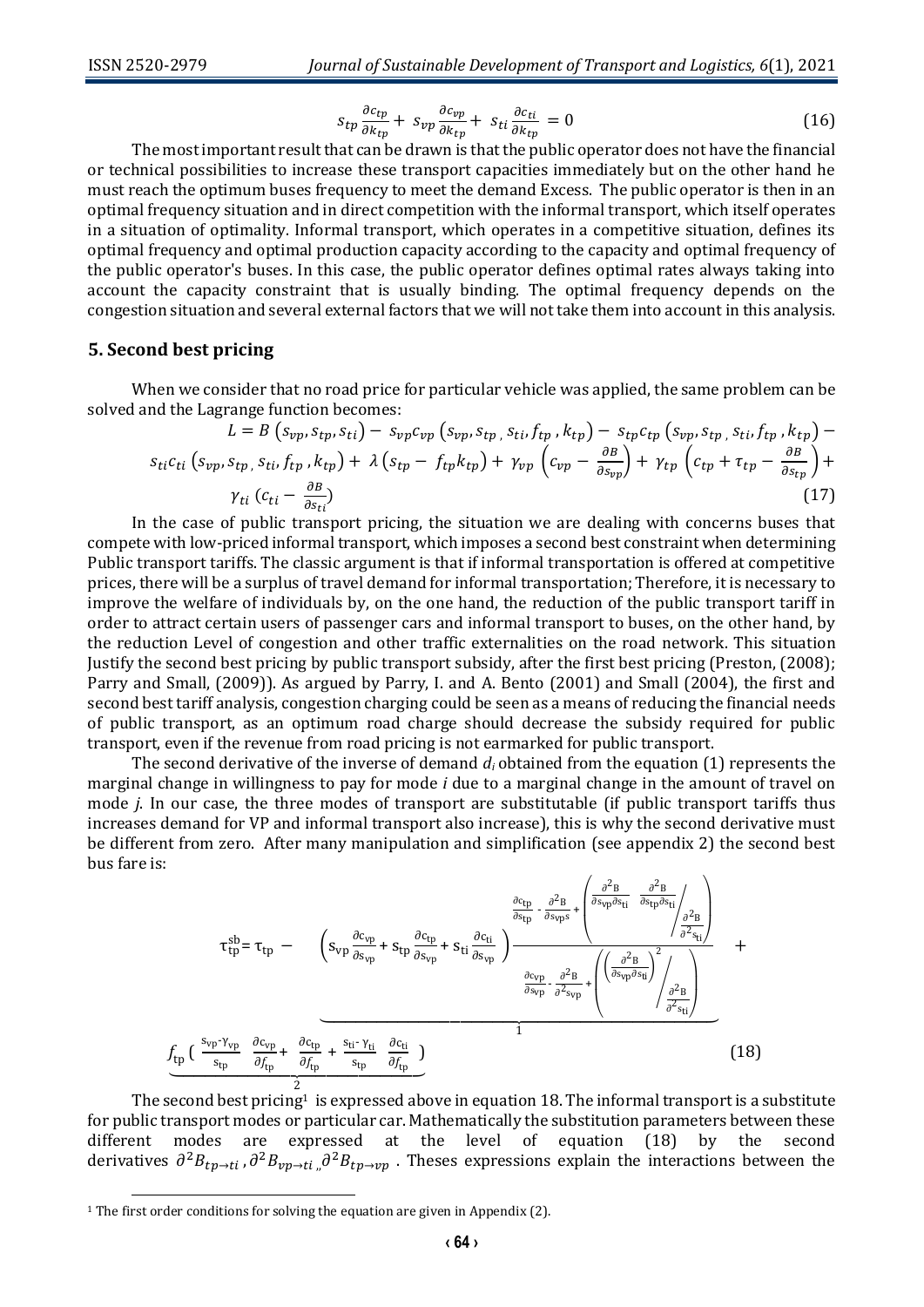$$s_{tp}\frac{\partial c_{tp}}{\partial k_{tp}} + s_{vp}\frac{\partial c_{vp}}{\partial k_{tp}} + s_{ti}\frac{\partial c_{ti}}{\partial k_{tp}} = 0 \tag{16}$$

The most important result that can be drawn is that the public operator does not have the financial or technical possibilities to increase these transport capacities immediately but on the other hand he must reach the optimum buses frequency to meet the demand Excess. The public operator is then in an optimal frequency situation and in direct competition with the informal transport, which itself operates in a situation of optimality. Informal transport, which operates in a competitive situation, defines its optimal frequency and optimal production capacity according to the capacity and optimal frequency of the public operator's buses. In this case, the public operator defines optimal rates always taking into account the capacity constraint that is usually binding. The optimal frequency depends on the congestion situation and several external factors that we will not take them into account in this analysis.

## 5. Second best pricing

When we consider that no road price for particular vehicle was applied, the same problem can be solved and the Lagrange function becomes:

$$L = B\left(s_{vp}, s_{tp}, s_{ti}\right) - s_{vp}c_{vp}\left(s_{vp}, s_{tp}, s_{ti}, f_{tp}, k_{tp}\right) - s_{tp}c_{tp}\left(s_{vp}, s_{tp}, s_{ti}, f_{tp}, k_{tp}\right) - s_{ti}c_{ti}\left(s_{vp}, s_{tp}, s_{ti}, f_{tp}, k_{tp}\right) + \lambda\left(s_{tp} - f_{tp}k_{tp}\right) + \gamma_{vp}\left(c_{vp} - \frac{\partial B}{\partial s_{vp}}\right) + \gamma_{tp}\left(c_{tp} + \tau_{tp} - \frac{\partial B}{\partial s_{tp}}\right) + \gamma_{ti}\left(c_{ti} - \frac{\partial B}{\partial s_{ti}}\right) \tag{17}$$

In the case of public transport pricing, the situation we are dealing with concerns buses that compete with low-priced informal transport, which imposes a second best constraint when determining Public transport tariffs. The classic argument is that if informal transportation is offered at competitive prices, there will be a surplus of travel demand for informal transportation; Therefore, it is necessary to improve the welfare of individuals by, on the one hand, the reduction of the public transport tariff in order to attract certain users of passenger cars and informal transport to buses, on the other hand, by the reduction Level of congestion and other traffic externalities on the road network. This situation Justify the second best pricing by public transport subsidy, after the first best pricing (Preston, (2008); Parry and Small, (2009)). As argued by Parry, I. and A. Bento (2001) and Small (2004), the first and second best tariff analysis, congestion charging could be seen as a means of reducing the financial needs of public transport, as an optimum road charge should decrease the subsidy required for public transport, even if the revenue from road pricing is not earmarked for public transport.

The second derivative of the inverse of demand $d_i$ obtained from the equation (1) represents the marginal change in willingness to pay for mode *i* due to a marginal change in the amount of travel on mode *j*. In our case, the three modes of transport are substitutable (if public transport tariffs thus increases demand for VP and informal transport also increase), this is why the second derivative must be different from zero. After many manipulation and simplification (see appendix 2) the second best bus fare is:

$$\tau_{tp}^{sb} = \tau_{tp} - \underbrace{\left(s_{vp}\frac{\partial c_{vp}}{\partial s_{vp}} + s_{tp}\frac{\partial c_{tp}}{\partial s_{vp}} + s_{ti}\frac{\partial c_{ti}}{\partial s_{vp}}\right)\frac{\frac{\partial c_{tp}}{\partial s_{tp}} - \frac{\partial^2 B}{\partial s_{vp} s} + \left(\frac{\partial^2 B}{\partial s_{vp}\partial s_{ti}} \cdot \frac{\partial^2 B}{\partial s_{tp}\partial s_{ti}} \Big/ \frac{\partial^2 B}{\partial^2 s_{ti}}\right)}{\frac{\partial c_{vp}}{\partial s_{vp}} - \frac{\partial^2 B}{\partial^2 s_{vp}} + \left(\left(\frac{\partial^2 B}{\partial s_{vp}\partial s_{ti}}\right)^2 \Big/ \frac{\partial^2 B}{\partial^2 s_{ti}}\right)}}_{1} + \underbrace{f_{tp}\left(\frac{s_{vp} - \gamma_{vp}}{s_{tp}}\frac{\partial c_{vp}}{\partial f_{tp}} + \frac{\partial c_{tp}}{\partial f_{tp}} + \frac{s_{ti} - \gamma_{ti}}{s_{tp}}\frac{\partial c_{ti}}{\partial f_{tp}}\right)}_{2} \tag{18}$$

The second best pricing[1] is expressed above in equation 18. The informal transport is a substitute for public transport modes or particular car. Mathematically the substitution parameters between these different modes are expressed at the level of equation (18) by the second derivatives $\partial^2 B_{tp\to ti}$, $\partial^2 B_{vp\to ti}$, $\partial^2 B_{tp\to vp}$ . Theses expressions explain the interactions between the

[1] The first order conditions for solving the equation are given in Appendix (2).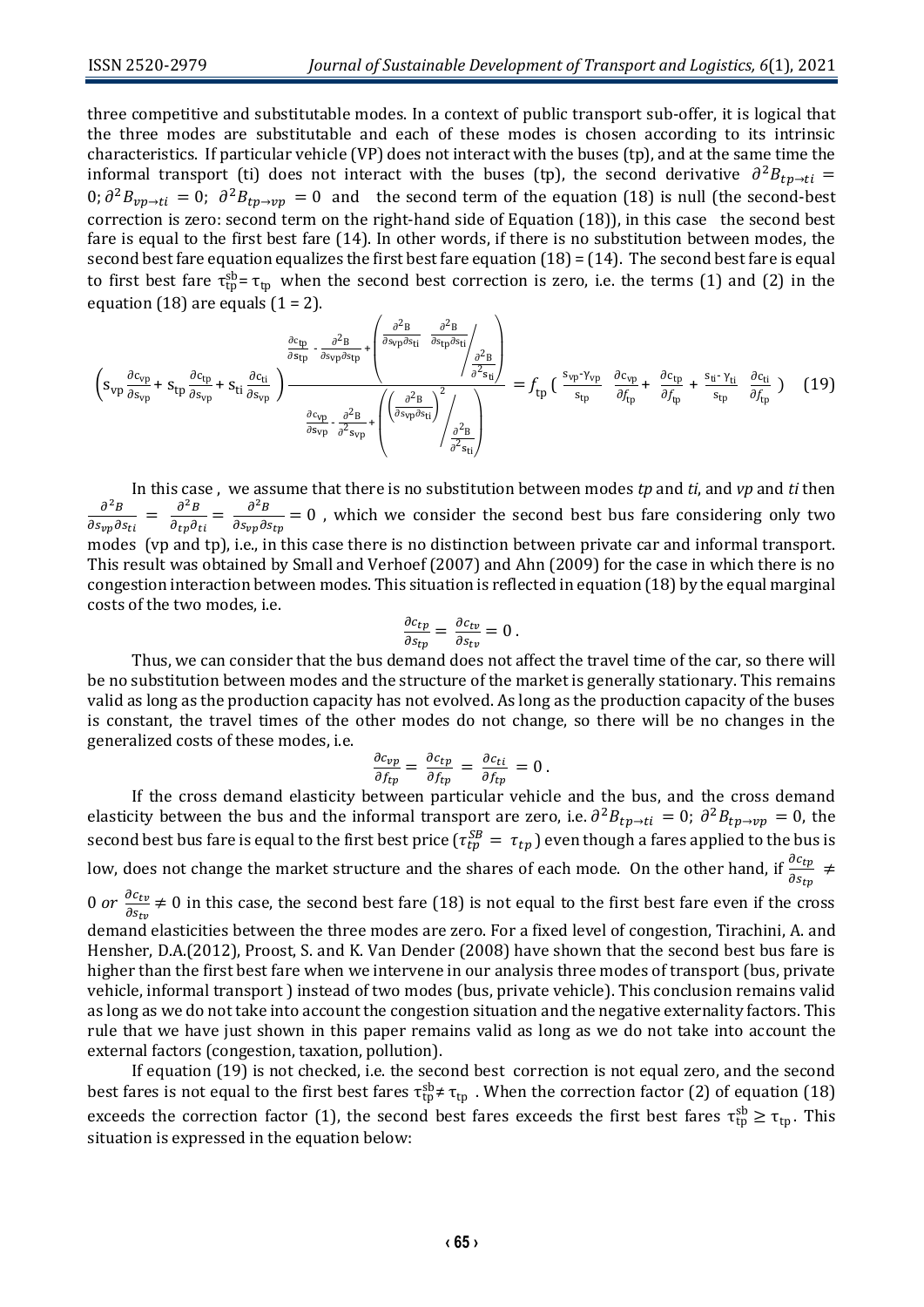three competitive and substitutable modes. In a context of public transport sub-offer, it is logical that the three modes are substitutable and each of these modes is chosen according to its intrinsic characteristics. If particular vehicle (VP) does not interact with the buses (tp), and at the same time the informal transport (ti) does not interact with the buses (tp), the second derivative $\partial^2 B_{tp\to ti} = 0; \partial^2 B_{vp\to ti} = 0;\ \partial^2 B_{tp\to vp} = 0$ and the second term of the equation (18) is null (the second-best correction is zero: second term on the right-hand side of Equation (18)), in this case the second best fare is equal to the first best fare (14). In other words, if there is no substitution between modes, the second best fare equation equalizes the first best fare equation (18) = (14). The second best fare is equal to first best fare $\tau_{tp}^{sb} = \tau_{tp}$ when the second best correction is zero, i.e. the terms (1) and (2) in the equation (18) are equals (1 = 2).

$$\left(s_{vp}\frac{\partial c_{vp}}{\partial s_{vp}} + s_{tp}\frac{\partial c_{tp}}{\partial s_{vp}} + s_{ti}\frac{\partial c_{ti}}{\partial s_{vp}}\right)\frac{\frac{\partial c_{tp}}{\partial s_{tp}} - \frac{\partial^2 B}{\partial s_{vp}\partial s_{tp}} + \left(\frac{\partial^2 B}{\partial s_{vp}\partial s_{ti}}\ \frac{\partial^2 B}{\partial s_{tp}\partial s_{ti}} \Big/ \frac{\partial^2 B}{\partial^2 s_{ti}}\right)}{\frac{\partial c_{vp}}{\partial s_{vp}} - \frac{\partial^2 B}{\partial^2 s_{vp}} + \left(\left(\frac{\partial^2 B}{\partial s_{vp}\partial s_{ti}}\right)^2 \Big/ \frac{\partial^2 B}{\partial^2 s_{ti}}\right)} = f_{tp}\left(\frac{s_{vp}-\gamma_{vp}}{s_{tp}}\ \frac{\partial c_{vp}}{\partial f_{tp}} + \frac{\partial c_{tp}}{\partial f_{tp}} + \frac{s_{ti}-\gamma_{ti}}{s_{tp}}\ \frac{\partial c_{ti}}{\partial f_{tp}}\right) \quad (19)$$

In this case , we assume that there is no substitution between modes *tp* and *ti*, and *vp* and *ti* then $\frac{\partial^2 B}{\partial s_{vp}\partial s_{ti}} = \frac{\partial^2 B}{\partial_{tp}\partial_{ti}} = \frac{\partial^2 B}{\partial s_{vp}\partial s_{tp}} = 0$ , which we consider the second best bus fare considering only two modes (vp and tp), i.e., in this case there is no distinction between private car and informal transport. This result was obtained by Small and Verhoef (2007) and Ahn (2009) for the case in which there is no congestion interaction between modes. This situation is reflected in equation (18) by the equal marginal costs of the two modes, i.e.

$$\frac{\partial c_{tp}}{\partial s_{tp}} = \frac{\partial c_{tv}}{\partial s_{tv}} = 0\,.$$

Thus, we can consider that the bus demand does not affect the travel time of the car, so there will be no substitution between modes and the structure of the market is generally stationary. This remains valid as long as the production capacity has not evolved. As long as the production capacity of the buses is constant, the travel times of the other modes do not change, so there will be no changes in the generalized costs of these modes, i.e.

$$\frac{\partial c_{vp}}{\partial f_{tp}} = \frac{\partial c_{tp}}{\partial f_{tp}} = \frac{\partial c_{ti}}{\partial f_{tp}} = 0\,.$$

If the cross demand elasticity between particular vehicle and the bus, and the cross demand elasticity between the bus and the informal transport are zero, i.e. $\partial^2 B_{tp\to ti} = 0;\ \partial^2 B_{tp\to vp} = 0$, the second best bus fare is equal to the first best price ($\tau_{tp}^{SB} = \tau_{tp}$) even though a fares applied to the bus is low, does not change the market structure and the shares of each mode. On the other hand, if $\frac{\partial c_{tp}}{\partial s_{tp}} \neq 0$ *or* $\frac{\partial c_{tv}}{\partial s_{tv}} \neq 0$ in this case, the second best fare (18) is not equal to the first best fare even if the cross demand elasticities between the three modes are zero. For a fixed level of congestion, Tirachini, A. and Hensher, D.A.(2012), Proost, S. and K. Van Dender (2008) have shown that the second best bus fare is higher than the first best fare when we intervene in our analysis three modes of transport (bus, private vehicle, informal transport ) instead of two modes (bus, private vehicle). This conclusion remains valid as long as we do not take into account the congestion situation and the negative externality factors. This rule that we have just shown in this paper remains valid as long as we do not take into account the external factors (congestion, taxation, pollution).

If equation (19) is not checked, i.e. the second best correction is not equal zero, and the second best fares is not equal to the first best fares $\tau_{tp}^{sb} \neq \tau_{tp}$ . When the correction factor (2) of equation (18) exceeds the correction factor (1), the second best fares exceeds the first best fares $\tau_{tp}^{sb} \geq \tau_{tp}$. This situation is expressed in the equation below: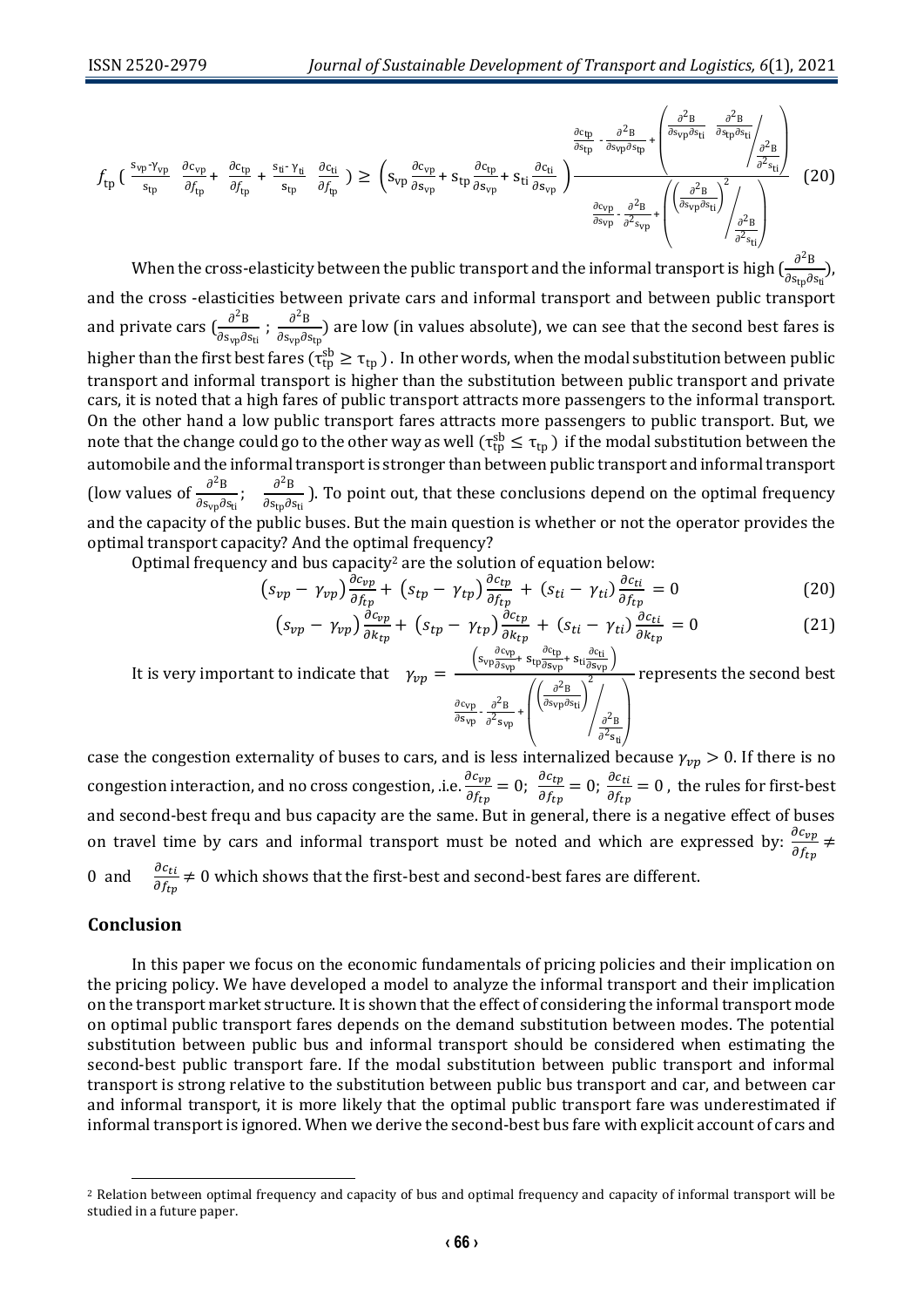$$f_{tp}\left(\frac{s_{vp}-\gamma_{vp}}{s_{tp}}\frac{\partial c_{vp}}{\partial f_{tp}}+\frac{\partial c_{tp}}{\partial f_{tp}}+\frac{s_{ti}-\gamma_{ti}}{s_{tp}}\frac{\partial c_{ti}}{\partial f_{tp}}\right)\geq\left(s_{vp}\frac{\partial c_{vp}}{\partial s_{vp}}+s_{tp}\frac{\partial c_{tp}}{\partial s_{vp}}+s_{ti}\frac{\partial c_{ti}}{\partial s_{vp}}\right)\frac{\frac{\partial c_{tp}}{\partial s_{tp}}-\frac{\partial^2 B}{\partial s_{vp}\partial s_{tp}}+\left(\frac{\partial^2 B}{\partial s_{vp}\partial s_{ti}}\frac{\partial^2 B}{\partial s_{tp}\partial s_{ti}}\Big/\frac{\partial^2 B}{\partial^2 s_{ti}}\right)}{\frac{\partial c_{vp}}{\partial s_{vp}}-\frac{\partial^2 B}{\partial^2 s_{vp}}+\left(\left(\frac{\partial^2 B}{\partial s_{vp}\partial s_{ti}}\right)^2\Big/\frac{\partial^2 B}{\partial^2 s_{ti}}\right)} \quad (20)$$

When the cross-elasticity between the public transport and the informal transport is high ($\frac{\partial^2 B}{\partial s_{tp}\partial s_{ti}}$), and the cross -elasticities between private cars and informal transport and between public transport and private cars ($\frac{\partial^2 B}{\partial s_{vp}\partial s_{ti}}$ ; $\frac{\partial^2 B}{\partial s_{vp}\partial s_{tp}}$) are low (in values absolute), we can see that the second best fares is higher than the first best fares ($\tau_{tp}^{sb} \geq \tau_{tp}$) . In other words, when the modal substitution between public transport and informal transport is higher than the substitution between public transport and private cars, it is noted that a high fares of public transport attracts more passengers to the informal transport. On the other hand a low public transport fares attracts more passengers to public transport. But, we note that the change could go to the other way as well ($\tau_{tp}^{sb} \leq \tau_{tp}$) if the modal substitution between the automobile and the informal transport is stronger than between public transport and informal transport (low values of $\frac{\partial^2 B}{\partial s_{vp}\partial s_{ti}}$; $\frac{\partial^2 B}{\partial s_{tp}\partial s_{ti}}$ ). To point out, that these conclusions depend on the optimal frequency and the capacity of the public buses. But the main question is whether or not the operator provides the optimal transport capacity? And the optimal frequency?

Optimal frequency and bus capacity[2] are the solution of equation below:

$$\left(s_{vp}-\gamma_{vp}\right)\frac{\partial c_{vp}}{\partial f_{tp}}+\left(s_{tp}-\gamma_{tp}\right)\frac{\partial c_{tp}}{\partial f_{tp}}+\left(s_{ti}-\gamma_{ti}\right)\frac{\partial c_{ti}}{\partial f_{tp}}=0 \quad (20)$$

$$\left(s_{vp}-\gamma_{vp}\right)\frac{\partial c_{vp}}{\partial k_{tp}}+\left(s_{tp}-\gamma_{tp}\right)\frac{\partial c_{tp}}{\partial k_{tp}}+\left(s_{ti}-\gamma_{ti}\right)\frac{\partial c_{ti}}{\partial k_{tp}}=0 \quad (21)$$

It is very important to indicate that $\gamma_{vp}=\frac{\left(s_{vp}\frac{\partial c_{vp}}{\partial s_{vp}}+s_{tp}\frac{\partial c_{tp}}{\partial s_{vp}}+s_{ti}\frac{\partial c_{ti}}{\partial s_{vp}}\right)}{\frac{\partial c_{vp}}{\partial s_{vp}}-\frac{\partial^2 B}{\partial^2 s_{vp}}+\left(\left(\frac{\partial^2 B}{\partial s_{vp}\partial s_{ti}}\right)^2\Big/\frac{\partial^2 B}{\partial^2 s_{ti}}\right)}$ represents the second best case the congestion externality of buses to cars, and is less internalized because $\gamma_{vp} > 0$. If there is no congestion interaction, and no cross congestion, .i.e. $\frac{\partial c_{vp}}{\partial f_{tp}}=0$; $\frac{\partial c_{tp}}{\partial f_{tp}}=0$; $\frac{\partial c_{ti}}{\partial f_{tp}}=0$ , the rules for first-best and second-best frequ and bus capacity are the same. But in general, there is a negative effect of buses on travel time by cars and informal transport must be noted and which are expressed by: $\frac{\partial c_{vp}}{\partial f_{tp}} \neq 0$ and $\frac{\partial c_{ti}}{\partial f_{tp}} \neq 0$ which shows that the first-best and second-best fares are different.

## Conclusion

In this paper we focus on the economic fundamentals of pricing policies and their implication on the pricing policy. We have developed a model to analyze the informal transport and their implication on the transport market structure. It is shown that the effect of considering the informal transport mode on optimal public transport fares depends on the demand substitution between modes. The potential substitution between public bus and informal transport should be considered when estimating the second-best public transport fare. If the modal substitution between public transport and informal transport is strong relative to the substitution between public bus transport and car, and between car and informal transport, it is more likely that the optimal public transport fare was underestimated if informal transport is ignored. When we derive the second-best bus fare with explicit account of cars and

[2] Relation between optimal frequency and capacity of bus and optimal frequency and capacity of informal transport will be studied in a future paper.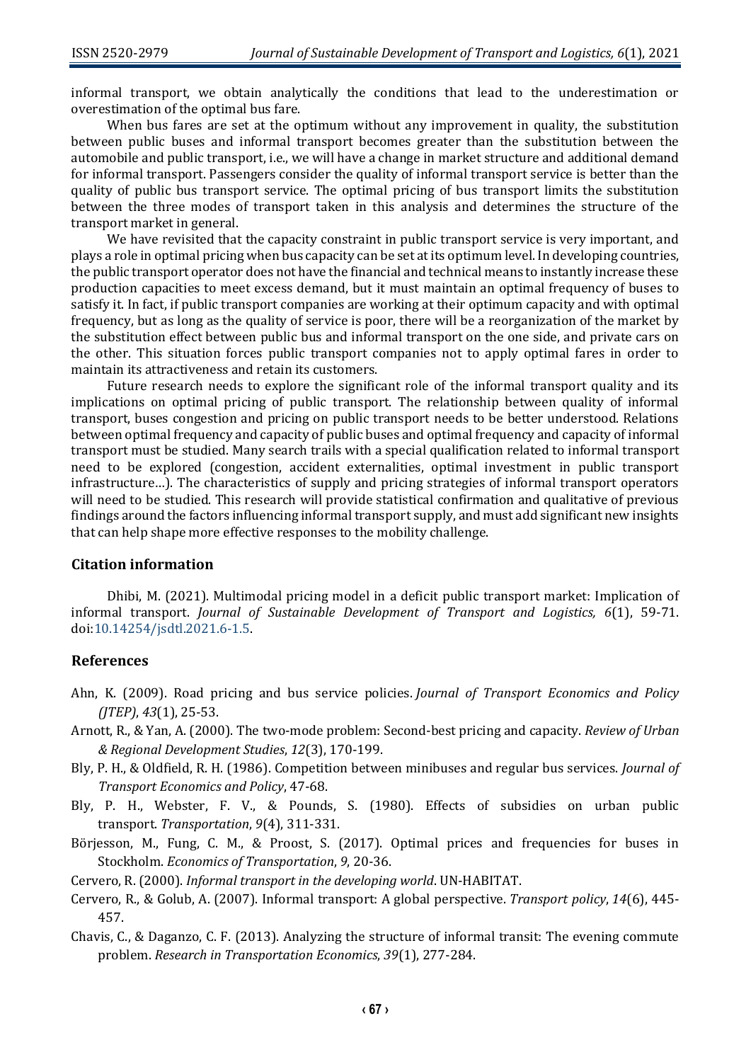informal transport, we obtain analytically the conditions that lead to the underestimation or overestimation of the optimal bus fare.

When bus fares are set at the optimum without any improvement in quality, the substitution between public buses and informal transport becomes greater than the substitution between the automobile and public transport, i.e., we will have a change in market structure and additional demand for informal transport. Passengers consider the quality of informal transport service is better than the quality of public bus transport service. The optimal pricing of bus transport limits the substitution between the three modes of transport taken in this analysis and determines the structure of the transport market in general.

We have revisited that the capacity constraint in public transport service is very important, and plays a role in optimal pricing when bus capacity can be set at its optimum level. In developing countries, the public transport operator does not have the financial and technical means to instantly increase these production capacities to meet excess demand, but it must maintain an optimal frequency of buses to satisfy it. In fact, if public transport companies are working at their optimum capacity and with optimal frequency, but as long as the quality of service is poor, there will be a reorganization of the market by the substitution effect between public bus and informal transport on the one side, and private cars on the other. This situation forces public transport companies not to apply optimal fares in order to maintain its attractiveness and retain its customers.

Future research needs to explore the significant role of the informal transport quality and its implications on optimal pricing of public transport. The relationship between quality of informal transport, buses congestion and pricing on public transport needs to be better understood. Relations between optimal frequency and capacity of public buses and optimal frequency and capacity of informal transport must be studied. Many search trails with a special qualification related to informal transport need to be explored (congestion, accident externalities, optimal investment in public transport infrastructure…). The characteristics of supply and pricing strategies of informal transport operators will need to be studied. This research will provide statistical confirmation and qualitative of previous findings around the factors influencing informal transport supply, and must add significant new insights that can help shape more effective responses to the mobility challenge.

## Citation information

Dhibi, M. (2021). Multimodal pricing model in a deficit public transport market: Implication of informal transport. *Journal of Sustainable Development of Transport and Logistics, 6*(1), 59-71. doi:10.14254/jsdtl.2021.6-1.5.

## References

Ahn, K. (2009). Road pricing and bus service policies. *Journal of Transport Economics and Policy (JTEP)*, *43*(1), 25-53.

Arnott, R., & Yan, A. (2000). The two-mode problem: Second-best pricing and capacity. *Review of Urban & Regional Development Studies*, *12*(3), 170-199.

Bly, P. H., & Oldfield, R. H. (1986). Competition between minibuses and regular bus services. *Journal of Transport Economics and Policy*, 47-68.

Bly, P. H., Webster, F. V., & Pounds, S. (1980). Effects of subsidies on urban public transport. *Transportation*, *9*(4), 311-331.

Börjesson, M., Fung, C. M., & Proost, S. (2017). Optimal prices and frequencies for buses in Stockholm. *Economics of Transportation*, *9*, 20-36.

Cervero, R. (2000). *Informal transport in the developing world*. UN-HABITAT.

Cervero, R., & Golub, A. (2007). Informal transport: A global perspective. *Transport policy*, *14*(6), 445-457.

Chavis, C., & Daganzo, C. F. (2013). Analyzing the structure of informal transit: The evening commute problem. *Research in Transportation Economics*, *39*(1), 277-284.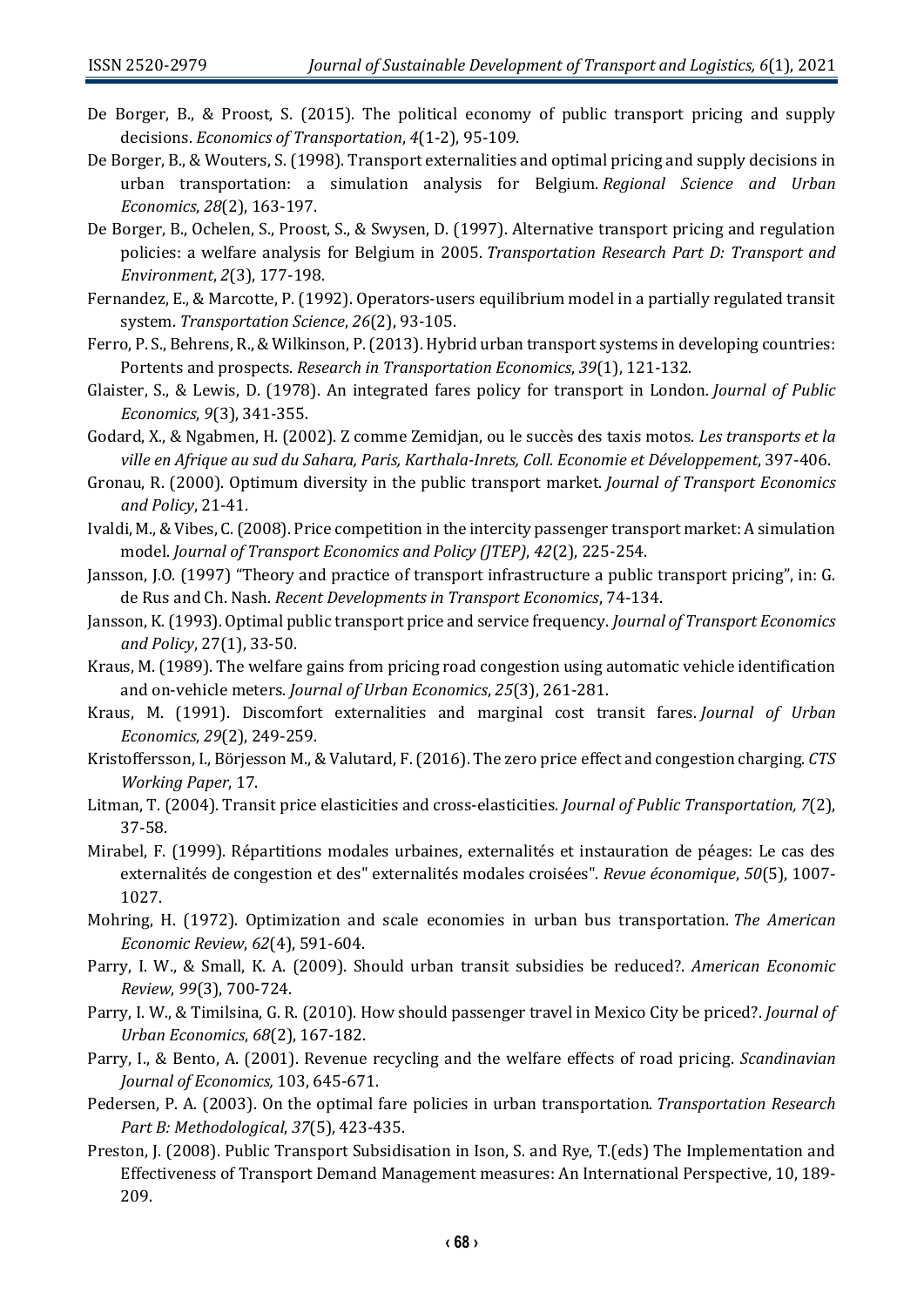De Borger, B., & Proost, S. (2015). The political economy of public transport pricing and supply decisions. *Economics of Transportation*, *4*(1-2), 95-109.

De Borger, B., & Wouters, S. (1998). Transport externalities and optimal pricing and supply decisions in urban transportation: a simulation analysis for Belgium. *Regional Science and Urban Economics*, *28*(2), 163-197.

De Borger, B., Ochelen, S., Proost, S., & Swysen, D. (1997). Alternative transport pricing and regulation policies: a welfare analysis for Belgium in 2005. *Transportation Research Part D: Transport and Environment*, *2*(3), 177-198.

Fernandez, E., & Marcotte, P. (1992). Operators-users equilibrium model in a partially regulated transit system. *Transportation Science*, *26*(2), 93-105.

Ferro, P. S., Behrens, R., & Wilkinson, P. (2013). Hybrid urban transport systems in developing countries: Portents and prospects. *Research in Transportation Economics*, *39*(1), 121-132.

Glaister, S., & Lewis, D. (1978). An integrated fares policy for transport in London. *Journal of Public Economics*, *9*(3), 341-355.

Godard, X., & Ngabmen, H. (2002). Z comme Zemidjan, ou le succès des taxis motos. *Les transports et la ville en Afrique au sud du Sahara, Paris, Karthala-Inrets, Coll. Economie et Développement*, 397-406.

Gronau, R. (2000). Optimum diversity in the public transport market. *Journal of Transport Economics and Policy*, 21-41.

Ivaldi, M., & Vibes, C. (2008). Price competition in the intercity passenger transport market: A simulation model. *Journal of Transport Economics and Policy (JTEP)*, *42*(2), 225-254.

Jansson, J.O. (1997) "Theory and practice of transport infrastructure a public transport pricing", in: G. de Rus and Ch. Nash. *Recent Developments in Transport Economics*, 74-134.

Jansson, K. (1993). Optimal public transport price and service frequency. *Journal of Transport Economics and Policy*, 27(1), 33-50.

Kraus, M. (1989). The welfare gains from pricing road congestion using automatic vehicle identification and on-vehicle meters. *Journal of Urban Economics*, *25*(3), 261-281.

Kraus, M. (1991). Discomfort externalities and marginal cost transit fares. *Journal of Urban Economics*, *29*(2), 249-259.

Kristoffersson, I., Börjesson M., & Valutard, F. (2016). The zero price effect and congestion charging. *CTS Working Paper*, 17.

Litman, T. (2004). Transit price elasticities and cross-elasticities. *Journal of Public Transportation, 7*(2), 37-58.

Mirabel, F. (1999). Répartitions modales urbaines, externalités et instauration de péages: Le cas des externalités de congestion et des" externalités modales croisées". *Revue économique*, *50*(5), 1007-1027.

Mohring, H. (1972). Optimization and scale economies in urban bus transportation. *The American Economic Review*, *62*(4), 591-604.

Parry, I. W., & Small, K. A. (2009). Should urban transit subsidies be reduced?. *American Economic Review*, *99*(3), 700-724.

Parry, I. W., & Timilsina, G. R. (2010). How should passenger travel in Mexico City be priced?. *Journal of Urban Economics*, *68*(2), 167-182.

Parry, I., & Bento, A. (2001). Revenue recycling and the welfare effects of road pricing. *Scandinavian Journal of Economics,* 103, 645-671.

Pedersen, P. A. (2003). On the optimal fare policies in urban transportation. *Transportation Research Part B: Methodological*, *37*(5), 423-435.

Preston, J. (2008). Public Transport Subsidisation in Ison, S. and Rye, T.(eds) The Implementation and Effectiveness of Transport Demand Management measures: An International Perspective, 10, 189-209.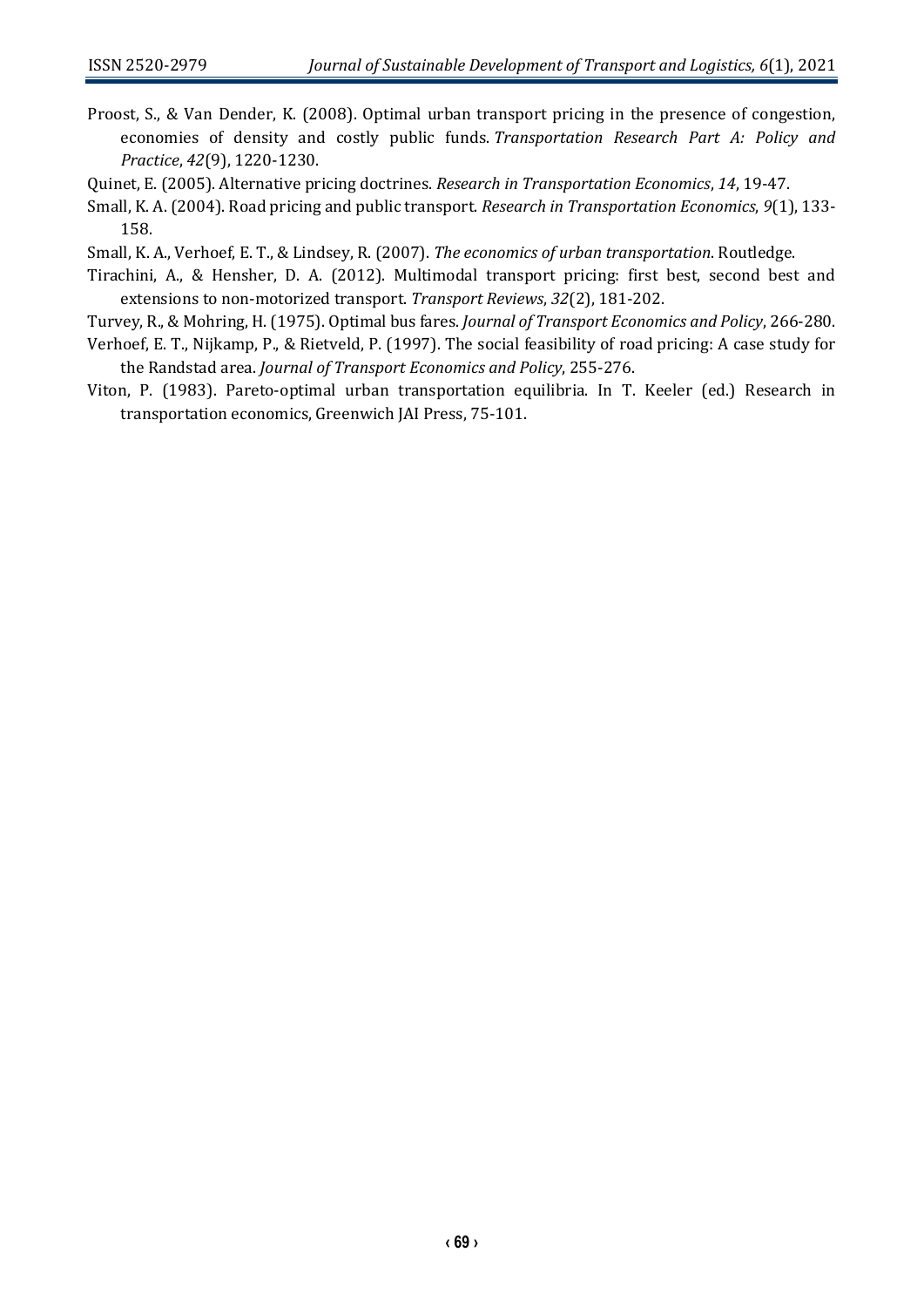Proost, S., & Van Dender, K. (2008). Optimal urban transport pricing in the presence of congestion, economies of density and costly public funds. *Transportation Research Part A: Policy and Practice*, *42*(9), 1220-1230.

Quinet, E. (2005). Alternative pricing doctrines. *Research in Transportation Economics*, *14*, 19-47.

Small, K. A. (2004). Road pricing and public transport. *Research in Transportation Economics*, *9*(1), 133-158.

Small, K. A., Verhoef, E. T., & Lindsey, R. (2007). *The economics of urban transportation*. Routledge.

Tirachini, A., & Hensher, D. A. (2012). Multimodal transport pricing: first best, second best and extensions to non-motorized transport. *Transport Reviews*, *32*(2), 181-202.

Turvey, R., & Mohring, H. (1975). Optimal bus fares. *Journal of Transport Economics and Policy*, 266-280.

Verhoef, E. T., Nijkamp, P., & Rietveld, P. (1997). The social feasibility of road pricing: A case study for the Randstad area. *Journal of Transport Economics and Policy*, 255-276.

Viton, P. (1983). Pareto-optimal urban transportation equilibria. In T. Keeler (ed.) Research in transportation economics, Greenwich JAI Press, 75-101.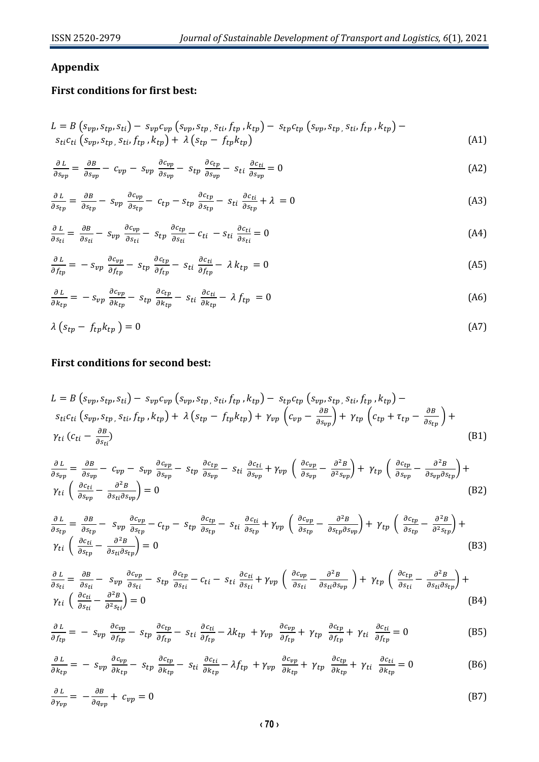## Appendix

### First conditions for first best:

$$L = B\left(s_{vp}, s_{tp}, s_{ti}\right) - s_{vp}c_{vp}\left(s_{vp}, s_{tp}, s_{ti}, f_{tp}, k_{tp}\right) - s_{tp}c_{tp}\left(s_{vp}, s_{tp}, s_{ti}, f_{tp}, k_{tp}\right) - s_{ti}c_{ti}\left(s_{vp}, s_{tp}, s_{ti}, f_{tp}, k_{tp}\right) + \lambda\left(s_{tp} - f_{tp}k_{tp}\right) \tag{A1}$$

$$\frac{\partial L}{\partial s_{vp}} = \frac{\partial B}{\partial s_{vp}} - c_{vp} - s_{vp}\frac{\partial c_{vp}}{\partial s_{vp}} - s_{tp}\frac{\partial c_{tp}}{\partial s_{vp}} - s_{ti}\frac{\partial c_{ti}}{\partial s_{vp}} = 0 \tag{A2}$$

$$\frac{\partial L}{\partial s_{tp}} = \frac{\partial B}{\partial s_{tp}} - s_{vp}\frac{\partial c_{vp}}{\partial s_{tp}} - c_{tp} - s_{tp}\frac{\partial c_{tp}}{\partial s_{tp}} - s_{ti}\frac{\partial c_{ti}}{\partial s_{tp}} + \lambda = 0 \tag{A3}$$

$$\frac{\partial L}{\partial s_{ti}} = \frac{\partial B}{\partial s_{ti}} - s_{vp}\frac{\partial c_{vp}}{\partial s_{ti}} - s_{tp}\frac{\partial c_{tp}}{\partial s_{ti}} - c_{ti} - s_{ti}\frac{\partial c_{ti}}{\partial s_{ti}} = 0 \tag{A4}$$

$$\frac{\partial L}{\partial f_{tp}} = -s_{vp}\frac{\partial c_{vp}}{\partial f_{tp}} - s_{tp}\frac{\partial c_{tp}}{\partial f_{tp}} - s_{ti}\frac{\partial c_{ti}}{\partial f_{tp}} - \lambda k_{tp} = 0 \tag{A5}$$

$$\frac{\partial L}{\partial k_{tp}} = -s_{vp}\frac{\partial c_{vp}}{\partial k_{tp}} - s_{tp}\frac{\partial c_{tp}}{\partial k_{tp}} - s_{ti}\frac{\partial c_{ti}}{\partial k_{tp}} - \lambda f_{tp} = 0 \tag{A6}$$

$$\lambda\left(s_{tp} - f_{tp}k_{tp}\right) = 0 \tag{A7}$$

### First conditions for second best:

$$L = B\left(s_{vp}, s_{tp}, s_{ti}\right) - s_{vp}c_{vp}\left(s_{vp}, s_{tp}, s_{ti}, f_{tp}, k_{tp}\right) - s_{tp}c_{tp}\left(s_{vp}, s_{tp}, s_{ti}, f_{tp}, k_{tp}\right) - s_{ti}c_{ti}\left(s_{vp}, s_{tp}, s_{ti}, f_{tp}, k_{tp}\right) + \lambda\left(s_{tp} - f_{tp}k_{tp}\right) + \gamma_{vp}\left(c_{vp} - \frac{\partial B}{\partial s_{vp}}\right) + \gamma_{tp}\left(c_{tp} + \tau_{tp} - \frac{\partial B}{\partial s_{tp}}\right) + \gamma_{ti}\left(c_{ti} - \frac{\partial B}{\partial s_{ti}}\right) \tag{B1}$$

$$\frac{\partial L}{\partial s_{vp}} = \frac{\partial B}{\partial s_{vp}} - c_{vp} - s_{vp}\frac{\partial c_{vp}}{\partial s_{vp}} - s_{tp}\frac{\partial c_{tp}}{\partial s_{vp}} - s_{ti}\frac{\partial c_{ti}}{\partial s_{vp}} + \gamma_{vp}\left(\frac{\partial c_{vp}}{\partial s_{vp}} - \frac{\partial^2 B}{\partial^2 s_{vp}}\right) + \gamma_{tp}\left(\frac{\partial c_{tp}}{\partial s_{vp}} - \frac{\partial^2 B}{\partial s_{vp}\partial s_{tp}}\right) + \gamma_{ti}\left(\frac{\partial c_{ti}}{\partial s_{vp}} - \frac{\partial^2 B}{\partial s_{ti}\partial s_{vp}}\right) = 0 \tag{B2}$$

$$\frac{\partial L}{\partial s_{tp}} = \frac{\partial B}{\partial s_{tp}} - s_{vp}\frac{\partial c_{vp}}{\partial s_{tp}} - c_{tp} - s_{tp}\frac{\partial c_{tp}}{\partial s_{tp}} - s_{ti}\frac{\partial c_{ti}}{\partial s_{tp}} + \gamma_{vp}\left(\frac{\partial c_{vp}}{\partial s_{tp}} - \frac{\partial^2 B}{\partial s_{tp}\partial s_{vp}}\right) + \gamma_{tp}\left(\frac{\partial c_{tp}}{\partial s_{tp}} - \frac{\partial^2 B}{\partial^2 s_{tp}}\right) + \gamma_{ti}\left(\frac{\partial c_{ti}}{\partial s_{tp}} - \frac{\partial^2 B}{\partial s_{ti}\partial s_{tp}}\right) = 0 \tag{B3}$$

$$\frac{\partial L}{\partial s_{ti}} = \frac{\partial B}{\partial s_{ti}} - s_{vp}\frac{\partial c_{vp}}{\partial s_{ti}} - s_{tp}\frac{\partial c_{tp}}{\partial s_{ti}} - c_{ti} - s_{ti}\frac{\partial c_{ti}}{\partial s_{ti}} + \gamma_{vp}\left(\frac{\partial c_{vp}}{\partial s_{ti}} - \frac{\partial^2 B}{\partial s_{ti}\partial s_{vp}}\right) + \gamma_{tp}\left(\frac{\partial c_{tp}}{\partial s_{ti}} - \frac{\partial^2 B}{\partial s_{ti}\partial s_{tp}}\right) + \gamma_{ti}\left(\frac{\partial c_{ti}}{\partial s_{ti}} - \frac{\partial^2 B}{\partial^2 s_{ti}}\right) = 0 \tag{B4}$$

$$\frac{\partial L}{\partial f_{tp}} = -s_{vp}\frac{\partial c_{vp}}{\partial f_{tp}} - s_{tp}\frac{\partial c_{tp}}{\partial f_{tp}} - s_{ti}\frac{\partial c_{ti}}{\partial f_{tp}} - \lambda k_{tp} + \gamma_{vp}\frac{\partial c_{vp}}{\partial f_{tp}} + \gamma_{tp}\frac{\partial c_{tp}}{\partial f_{tp}} + \gamma_{ti}\frac{\partial c_{ti}}{\partial f_{tp}} = 0 \tag{B5}$$

$$\frac{\partial L}{\partial k_{tp}} = -s_{vp}\frac{\partial c_{vp}}{\partial k_{tp}} - s_{tp}\frac{\partial c_{tp}}{\partial k_{tp}} - s_{ti}\frac{\partial c_{ti}}{\partial k_{tp}} - \lambda f_{tp} + \gamma_{vp}\frac{\partial c_{vp}}{\partial k_{tp}} + \gamma_{tp}\frac{\partial c_{tp}}{\partial k_{tp}} + \gamma_{ti}\frac{\partial c_{ti}}{\partial k_{tp}} = 0 \tag{B6}$$

$$\frac{\partial L}{\partial \gamma_{vp}} = -\frac{\partial B}{\partial q_{vp}} + c_{vp} = 0 \tag{B7}$$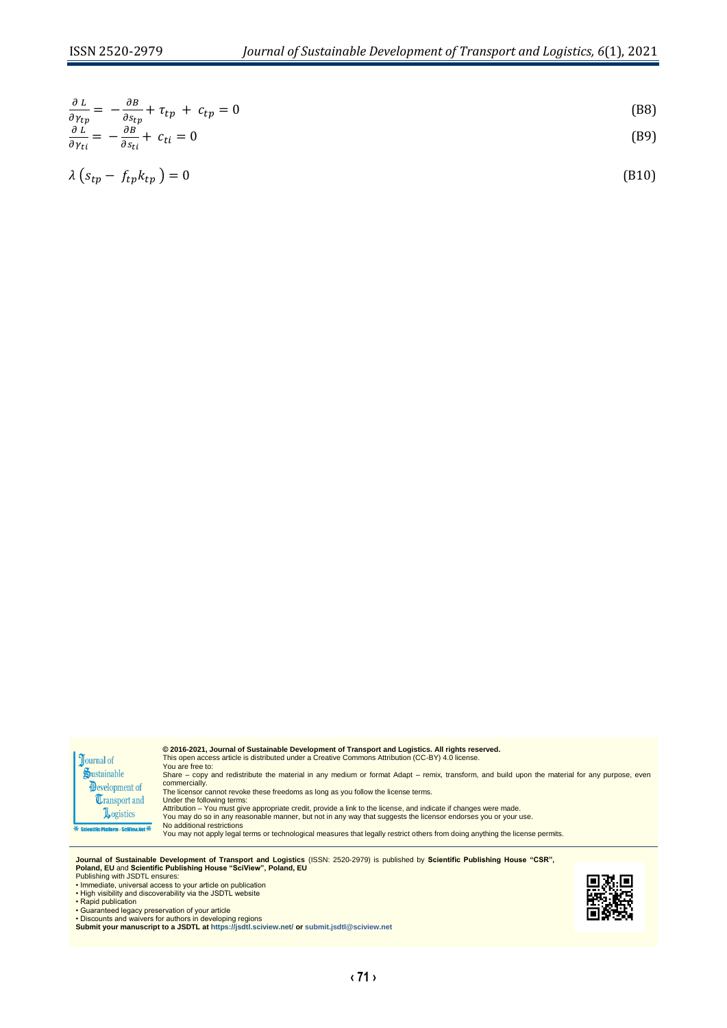$$\frac{\partial L}{\partial \gamma_{tp}} = -\frac{\partial B}{\partial s_{tp}} + \tau_{tp} + c_{tp} = 0 \tag{B8}$$

$$\frac{\partial L}{\partial \gamma_{ti}} = -\frac{\partial B}{\partial s_{ti}} + c_{ti} = 0 \tag{B9}$$

$$\lambda \left( s_{tp} - f_{tp} k_{tp} \right) = 0 \tag{B10}$$

**© 2016-2021, Journal of Sustainable Development of Transport and Logistics. All rights reserved.**
This open access article is distributed under a Creative Commons Attribution (CC-BY) 4.0 license.
You are free to:
Share – copy and redistribute the material in any medium or format Adapt – remix, transform, and build upon the material for any purpose, even commercially.
The licensor cannot revoke these freedoms as long as you follow the license terms.
Under the following terms:
Attribution – You must give appropriate credit, provide a link to the license, and indicate if changes were made.
You may do so in any reasonable manner, but not in any way that suggests the licensor endorses you or your use.
No additional restrictions
You may not apply legal terms or technological measures that legally restrict others from doing anything the license permits.

**Journal of Sustainable Development of Transport and Logistics** (ISSN: 2520-2979) is published by **Scientific Publishing House "CSR", Poland, EU** and **Scientific Publishing House "SciView", Poland, EU**
Publishing with JSDTL ensures:
- Immediate, universal access to your article on publication
- High visibility and discoverability via the JSDTL website
- Rapid publication
- Guaranteed legacy preservation of your article
- Discounts and waivers for authors in developing regions

**Submit your manuscript to a JSDTL at https://jsdtl.sciview.net/ or submit.jsdtl@sciview.net**